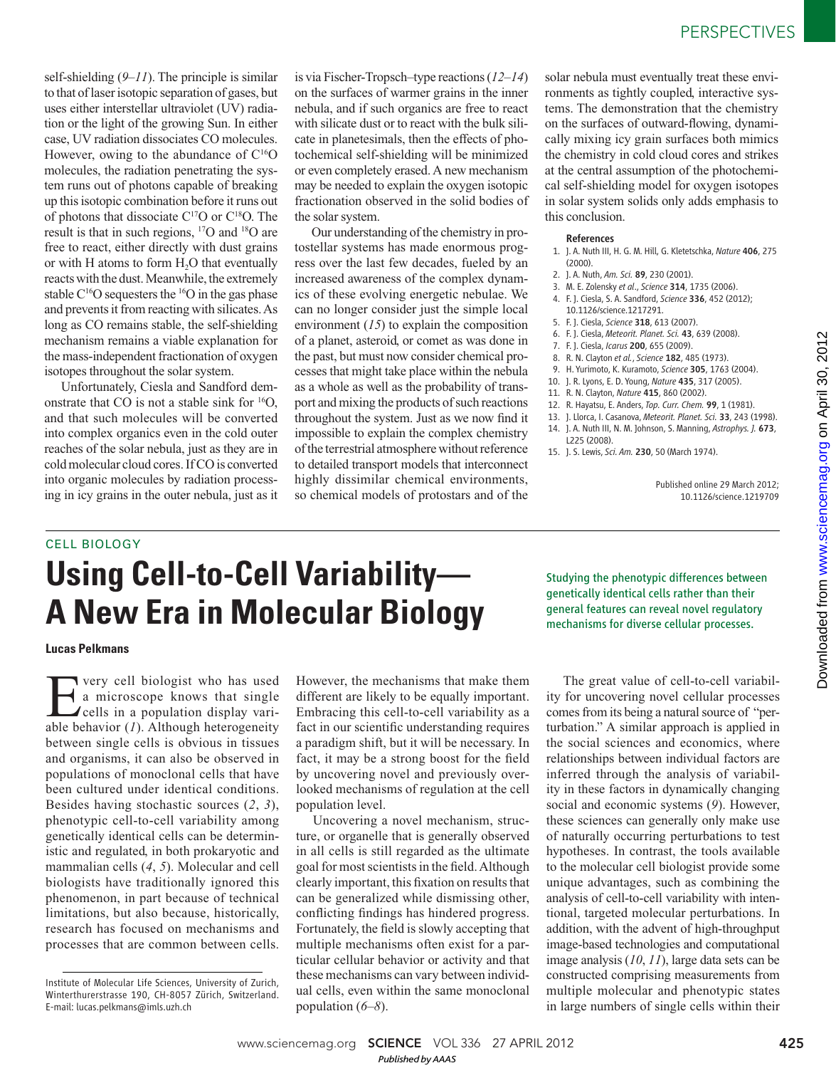self-shielding (*9–11*). The principle is similar to that of laser isotopic separation of gases, but uses either interstellar ultraviolet (UV) radiation or the light of the growing Sun. In either case, UV radiation dissociates CO molecules. However, owing to the abundance of $C^{16}O$ molecules, the radiation penetrating the system runs out of photons capable of breaking up this isotopic combination before it runs out of photons that dissociate $C^{17}O$ or $C^{18}O$. The result is that in such regions, $^{17}O$ and $^{18}O$ are free to react, either directly with dust grains or with H atoms to form $H_2O$ that eventually reacts with the dust. Meanwhile, the extremely stable $C^{16}O$ sequesters the $^{16}O$ in the gas phase and prevents it from reacting with silicates. As long as CO remains stable, the self-shielding mechanism remains a viable explanation for the mass-independent fractionation of oxygen isotopes throughout the solar system.

Unfortunately, Ciesla and Sandford demonstrate that CO is not a stable sink for $^{16}O$, and that such molecules will be converted into complex organics even in the cold outer reaches of the solar nebula, just as they are in cold molecular cloud cores. If CO is converted into organic molecules by radiation processing in icy grains in the outer nebula, just as it is via Fischer-Tropsch–type reactions (*12–14*) on the surfaces of warmer grains in the inner nebula, and if such organics are free to react with silicate dust or to react with the bulk silicate in planetesimals, then the effects of photochemical self-shielding will be minimized or even completely erased. A new mechanism may be needed to explain the oxygen isotopic fractionation observed in the solid bodies of the solar system.

Our understanding of the chemistry in protostellar systems has made enormous progress over the last few decades, fueled by an increased awareness of the complex dynamics of these evolving energetic nebulae. We can no longer consider just the simple local environment (*15*) to explain the composition of a planet, asteroid, or comet as was done in the past, but must now consider chemical processes that might take place within the nebula as a whole as well as the probability of transport and mixing the products of such reactions throughout the system. Just as we now find it impossible to explain the complex chemistry of the terrestrial atmosphere without reference to detailed transport models that interconnect highly dissimilar chemical environments, so chemical models of protostars and of the solar nebula must eventually treat these environments as tightly coupled, interactive systems. The demonstration that the chemistry on the surfaces of outward-flowing, dynamically mixing icy grain surfaces both mimics the chemistry in cold cloud cores and strikes at the central assumption of the photochemical self-shielding model for oxygen isotopes in solar system solids only adds emphasis to this conclusion.

**References**

1. J. A. Nuth III, H. G. M. Hill, G. Kletetschka, *Nature* **406**, 275 (2000).
2. J. A. Nuth, *Am. Sci.* **89**, 230 (2001).
3. M. E. Zolensky *et al*., *Science* **314**, 1735 (2006).
4. F. J. Ciesla, S. A. Sandford, *Science* **336**, 452 (2012); 10.1126/science.1217291.
5. F. J. Ciesla, *Science* **318**, 613 (2007).
6. F. J. Ciesla, *Meteorit. Planet. Sci.* **43**, 639 (2008).
7. F. J. Ciesla, *Icarus* **200**, 655 (2009).
8. R. N. Clayton *et al.*, *Science* **182**, 485 (1973).
9. H. Yurimoto, K. Kuramoto, *Science* **305**, 1763 (2004).
10. J. R. Lyons, E. D. Young, *Nature* **435**, 317 (2005).
11. R. N. Clayton, *Nature* **415**, 860 (2002).
12. R. Hayatsu, E. Anders, *Top. Curr. Chem.* **99**, 1 (1981).
13. J. Llorca, I. Casanova, *Meteorit. Planet. Sci.* **33**, 243 (1998).
14. J. A. Nuth III, N. M. Johnson, S. Manning, *Astrophys. J.* **673**, L225 (2008).
15. J. S. Lewis, *Sci. Am.* **230**, 50 (March 1974).

Published online 29 March 2012; 10.1126/science.1219709

CELL BIOLOGY

# Using Cell-to-Cell Variability— A New Era in Molecular Biology

Studying the phenotypic differences between genetically identical cells rather than their general features can reveal novel regulatory mechanisms for diverse cellular processes.

**Lucas Pelkmans**

Every cell biologist who has used a microscope knows that single cells in a population display variable behavior (*1*). Although heterogeneity between single cells is obvious in tissues and organisms, it can also be observed in populations of monoclonal cells that have been cultured under identical conditions. Besides having stochastic sources (*2*, *3*), phenotypic cell-to-cell variability among genetically identical cells can be deterministic and regulated, in both prokaryotic and mammalian cells (*4*, *5*). Molecular and cell biologists have traditionally ignored this phenomenon, in part because of technical limitations, but also because, historically, research has focused on mechanisms and processes that are common between cells. However, the mechanisms that make them different are likely to be equally important. Embracing this cell-to-cell variability as a fact in our scientific understanding requires a paradigm shift, but it will be necessary. In fact, it may be a strong boost for the field by uncovering novel and previously overlooked mechanisms of regulation at the cell population level.

Uncovering a novel mechanism, structure, or organelle that is generally observed in all cells is still regarded as the ultimate goal for most scientists in the field. Although clearly important, this fixation on results that can be generalized while dismissing other, conflicting findings has hindered progress. Fortunately, the field is slowly accepting that multiple mechanisms often exist for a particular cellular behavior or activity and that these mechanisms can vary between individual cells, even within the same monoclonal population (*6–8*).

The great value of cell-to-cell variability for uncovering novel cellular processes comes from its being a natural source of "perturbation." A similar approach is applied in the social sciences and economics, where relationships between individual factors are inferred through the analysis of variability in these factors in dynamically changing social and economic systems (*9*). However, these sciences can generally only make use of naturally occurring perturbations to test hypotheses. In contrast, the tools available to the molecular cell biologist provide some unique advantages, such as combining the analysis of cell-to-cell variability with intentional, targeted molecular perturbations. In addition, with the advent of high-throughput image-based technologies and computational image analysis (*10*, *11*), large data sets can be constructed comprising measurements from multiple molecular and phenotypic states in large numbers of single cells within their

Institute of Molecular Life Sciences, University of Zurich, Winterthurerstrasse 190, CH-8057 Zürich, Switzerland. E-mail: lucas.pelkmans@imls.uzh.ch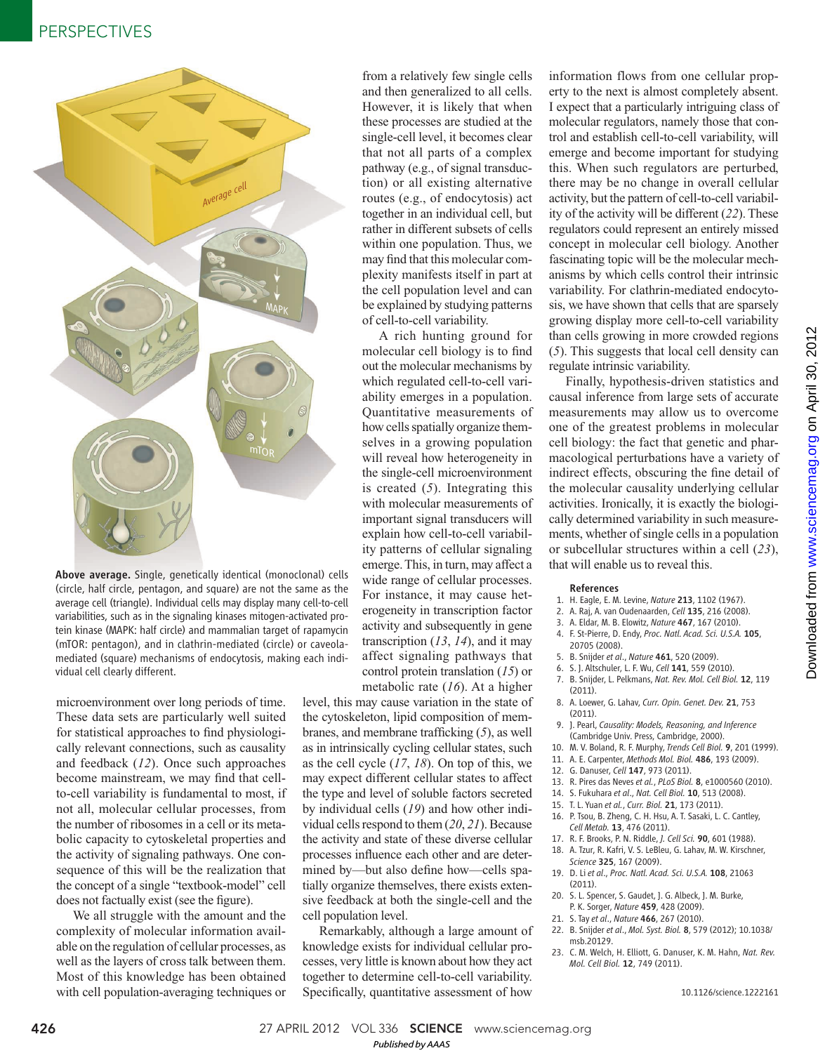**Above average.** Single, genetically identical (monoclonal) cells (circle, half circle, pentagon, and square) are not the same as the average cell (triangle). Individual cells may display many cell-to-cell variabilities, such as in the signaling kinases mitogen-activated protein kinase (MAPK: half circle) and mammalian target of rapamycin (mTOR: pentagon), and in clathrin-mediated (circle) or caveolamediated (square) mechanisms of endocytosis, making each individual cell clearly different.

microenvironment over long periods of time. These data sets are particularly well suited for statistical approaches to find physiologically relevant connections, such as causality and feedback (*12*). Once such approaches become mainstream, we may find that cell-to-cell variability is fundamental to most, if not all, molecular cellular processes, from the number of ribosomes in a cell or its metabolic capacity to cytoskeletal properties and the activity of signaling pathways. One consequence of this will be the realization that the concept of a single "textbook-model" cell does not factually exist (see the figure).

We all struggle with the amount and the complexity of molecular information available on the regulation of cellular processes, as well as the layers of cross talk between them. Most of this knowledge has been obtained with cell population-averaging techniques or from a relatively few single cells and then generalized to all cells. However, it is likely that when these processes are studied at the single-cell level, it becomes clear that not all parts of a complex pathway (e.g., of signal transduction) or all existing alternative routes (e.g., of endocytosis) act together in an individual cell, but rather in different subsets of cells within one population. Thus, we may find that this molecular complexity manifests itself in part at the cell population level and can be explained by studying patterns of cell-to-cell variability.

A rich hunting ground for molecular cell biology is to find out the molecular mechanisms by which regulated cell-to-cell variability emerges in a population. Quantitative measurements of how cells spatially organize themselves in a growing population will reveal how heterogeneity in the single-cell microenvironment is created (*5*). Integrating this with molecular measurements of important signal transducers will explain how cell-to-cell variability patterns of cellular signaling emerge. This, in turn, may affect a wide range of cellular processes. For instance, it may cause heterogeneity in transcription factor activity and subsequently in gene transcription (*13*, *14*), and it may affect signaling pathways that control protein translation (*15*) or metabolic rate (*16*). At a higher level, this may cause variation in the state of the cytoskeleton, lipid composition of membranes, and membrane trafficking (*5*), as well as in intrinsically cycling cellular states, such as the cell cycle (*17*, *18*). On top of this, we may expect different cellular states to affect the type and level of soluble factors secreted by individual cells (*19*) and how other individual cells respond to them (*20*, *21*). Because the activity and state of these diverse cellular processes influence each other and are determined by—but also define how—cells spatially organize themselves, there exists extensive feedback at both the single-cell and the cell population level.

Remarkably, although a large amount of knowledge exists for individual cellular processes, very little is known about how they act together to determine cell-to-cell variability. Specifically, quantitative assessment of how information flows from one cellular property to the next is almost completely absent. I expect that a particularly intriguing class of molecular regulators, namely those that control and establish cell-to-cell variability, will emerge and become important for studying this. When such regulators are perturbed, there may be no change in overall cellular activity, but the pattern of cell-to-cell variability of the activity will be different (*22*). These regulators could represent an entirely missed concept in molecular cell biology. Another fascinating topic will be the molecular mechanisms by which cells control their intrinsic variability. For clathrin-mediated endocytosis, we have shown that cells that are sparsely growing display more cell-to-cell variability than cells growing in more crowded regions (*5*). This suggests that local cell density can regulate intrinsic variability.

Finally, hypothesis-driven statistics and causal inference from large sets of accurate measurements may allow us to overcome one of the greatest problems in molecular cell biology: the fact that genetic and pharmacological perturbations have a variety of indirect effects, obscuring the fine detail of the molecular causality underlying cellular activities. Ironically, it is exactly the biologically determined variability in such measurements, whether of single cells in a population or subcellular structures within a cell (*23*), that will enable us to reveal this.

## References

1. H. Eagle, E. M. Levine, *Nature* **213**, 1102 (1967).
2. A. Raj, A. van Oudenaarden, *Cell* **135**, 216 (2008).
3. A. Eldar, M. B. Elowitz, *Nature* **467**, 167 (2010).
4. F. St-Pierre, D. Endy, *Proc. Natl. Acad. Sci. U.S.A.* **105**, 20705 (2008).
5. B. Snijder *et al.*, *Nature* **461**, 520 (2009).
6. S. J. Altschuler, L. F. Wu, *Cell* **141**, 559 (2010).
7. B. Snijder, L. Pelkmans, *Nat. Rev. Mol. Cell Biol.* **12**, 119 (2011).
8. A. Loewer, G. Lahav, *Curr. Opin. Genet. Dev.* **21**, 753 (2011).
9. J. Pearl, *Causality: Models, Reasoning, and Inference* (Cambridge Univ. Press, Cambridge, 2000).
10. M. V. Boland, R. F. Murphy, *Trends Cell Biol.* **9**, 201 (1999).
11. A. E. Carpenter, *Methods Mol. Biol.* **486**, 193 (2009).
12. G. Danuser, *Cell* **147**, 973 (2011).
13. R. Pires das Neves *et al.*, *PLoS Biol.* **8**, e1000560 (2010).
14. S. Fukuhara *et al.*, *Nat. Cell Biol.* **10**, 513 (2008).
15. T. L. Yuan *et al.*, *Curr. Biol.* **21**, 173 (2011).
16. P. Tsou, B. Zheng, C. H. Hsu, A. T. Sasaki, L. C. Cantley, *Cell Metab.* **13**, 476 (2011).
17. R. F. Brooks, P. N. Riddle, *J. Cell Sci.* **90**, 601 (1988).
18. A. Tzur, R. Kafri, V. S. LeBleu, G. Lahav, M. W. Kirschner, *Science* **325**, 167 (2009).
19. D. Li *et al.*, *Proc. Natl. Acad. Sci. U.S.A.* **108**, 21063 (2011).
20. S. L. Spencer, S. Gaudet, J. G. Albeck, J. M. Burke, P. K. Sorger, *Nature* **459**, 428 (2009).
21. S. Tay *et al.*, *Nature* **466**, 267 (2010).
22. B. Snijder *et al.*, *Mol. Syst. Biol.* **8**, 579 (2012); 10.1038/msb.20129.
23. C. M. Welch, H. Elliott, G. Danuser, K. M. Hahn, *Nat. Rev. Mol. Cell Biol.* **12**, 749 (2011).

10.1126/science.1222161